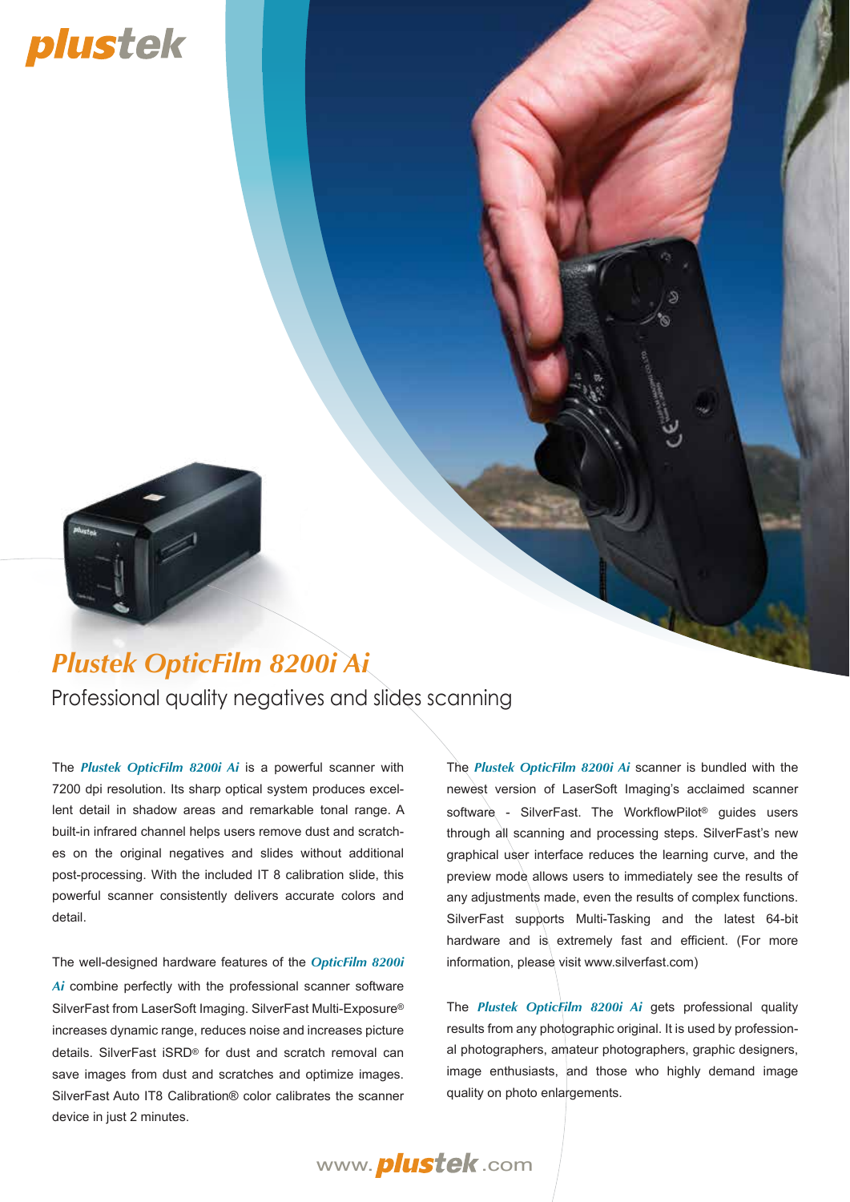plustek

# Plustek OpticFilm 8200i Ai

## Professional quality negatives and slides scanning

The ***Plustek OpticFilm 8200i Ai*** is a powerful scanner with 7200 dpi resolution. Its sharp optical system produces excellent detail in shadow areas and remarkable tonal range. A built-in infrared channel helps users remove dust and scratches on the original negatives and slides without additional post-processing. With the included IT 8 calibration slide, this powerful scanner consistently delivers accurate colors and detail.

The well-designed hardware features of the ***OpticFilm 8200i Ai*** combine perfectly with the professional scanner software SilverFast from LaserSoft Imaging. SilverFast Multi-Exposure® increases dynamic range, reduces noise and increases picture details. SilverFast iSRD® for dust and scratch removal can save images from dust and scratches and optimize images. SilverFast Auto IT8 Calibration® color calibrates the scanner device in just 2 minutes.

The ***Plustek OpticFilm 8200i Ai*** scanner is bundled with the newest version of LaserSoft Imaging's acclaimed scanner software - SilverFast. The WorkflowPilot® guides users through all scanning and processing steps. SilverFast's new graphical user interface reduces the learning curve, and the preview mode allows users to immediately see the results of any adjustments made, even the results of complex functions. SilverFast supports Multi-Tasking and the latest 64-bit hardware and is extremely fast and efficient. (For more information, please visit www.silverfast.com)

The ***Plustek OpticFilm 8200i Ai*** gets professional quality results from any photographic original. It is used by professional photographers, amateur photographers, graphic designers, image enthusiasts, and those who highly demand image quality on photo enlargements.

www.plustek.com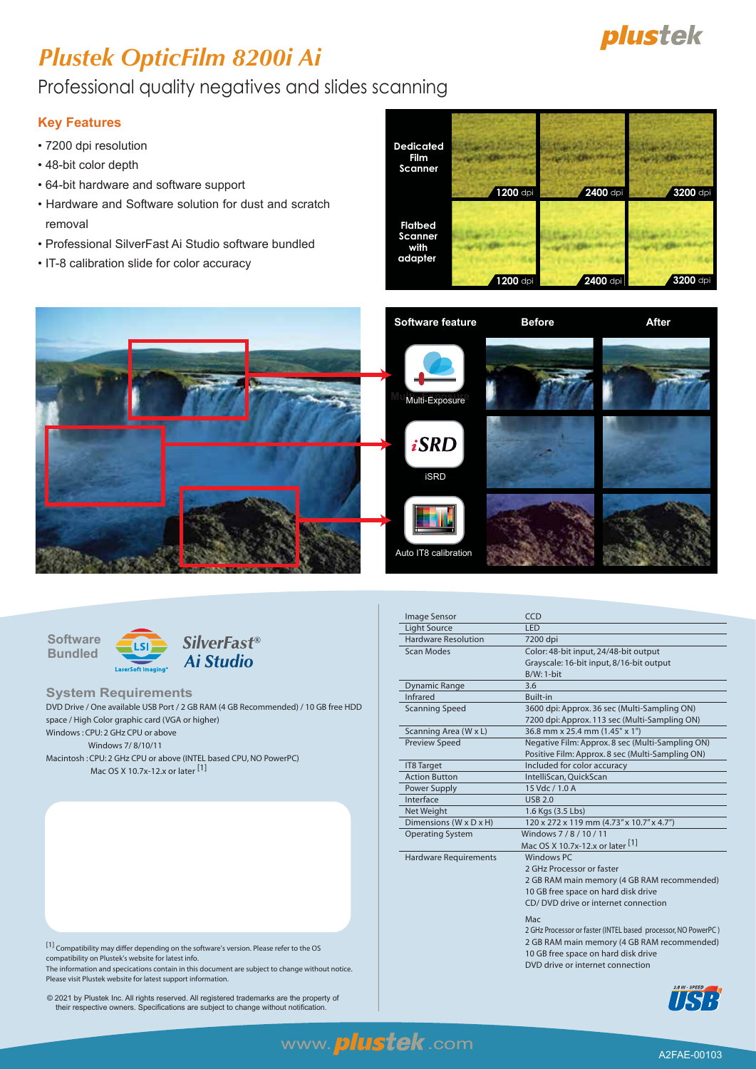# Plustek OpticFilm 8200i Ai

Professional quality negatives and slides scanning

## Key Features

- 7200 dpi resolution
- 48-bit color depth
- 64-bit hardware and software support
- Hardware and Software solution for dust and scratch removal
- Professional SilverFast Ai Studio software bundled
- IT-8 calibration slide for color accuracy

Dedicated Film Scanner

1200 dpi

2400 dpi

3200 dpi

Flatbed Scanner with adapter

1200 dpi

2400 dpi

3200 dpi

Software feature

Before

After

Multi-Exposure

iSRD

Auto IT8 calibration

Software Bundled

SilverFast® Ai Studio

## System Requirements

DVD Drive / One available USB Port / 2 GB RAM (4 GB Recommended) / 10 GB free HDD space / High Color graphic card (VGA or higher)

Windows : CPU: 2 GHz CPU or above
Windows 7/ 8/10/11

Macintosh : CPU: 2 GHz CPU or above (INTEL based CPU, NO PowerPC)
Mac OS X 10.7x-12.x or later [1]

| | |
|---|---|
| Image Sensor | CCD |
| Light Source | LED |
| Hardware Resolution | 7200 dpi |
| Scan Modes | Color: 48-bit input, 24/48-bit output<br>Grayscale: 16-bit input, 8/16-bit output<br>B/W: 1-bit |
| Dynamic Range | 3.6 |
| Infrared | Built-in |
| Scanning Speed | 3600 dpi: Approx. 36 sec (Multi-Sampling ON)<br>7200 dpi: Approx. 113 sec (Multi-Sampling ON) |
| Scanning Area (W x L) | 36.8 mm x 25.4 mm (1.45" x 1") |
| Preview Speed | Negative Film: Approx. 8 sec (Multi-Sampling ON)<br>Positive Film: Approx. 8 sec (Multi-Sampling ON) |
| IT8 Target | Included for color accuracy |
| Action Button | IntelliScan, QuickScan |
| Power Supply | 15 Vdc / 1.0 A |
| Interface | USB 2.0 |
| Net Weight | 1.6 Kgs (3.5 Lbs) |
| Dimensions (W x D x H) | 120 x 272 x 119 mm (4.73" x 10.7" x 4.7") |
| Operating System | Windows 7 / 8 / 10 / 11<br>Mac OS X 10.7x-12.x or later [1] |
| Hardware Requirements | Windows PC<br>2 GHz Processor or faster<br>2 GB RAM main memory (4 GB RAM recommended)<br>10 GB free space on hard disk drive<br>CD/ DVD drive or internet connection<br><br>Mac<br>2 GHz Processor or faster (INTEL based processor, NO PowerPC)<br>2 GB RAM main memory (4 GB RAM recommended)<br>10 GB free space on hard disk drive<br>DVD drive or internet connection |

[1] Compatibility may differ depending on the software's version. Please refer to the OS compatibility on Plustek's website for latest info.
The information and specications contain in this document are subject to change without notice. Please visit Plustek website for latest support information.

© 2021 by Plustek Inc. All rights reserved. All registered trademarks are the property of their respective owners. Specifications are subject to change without notification.

www.plustek.com

A2FAE-00103